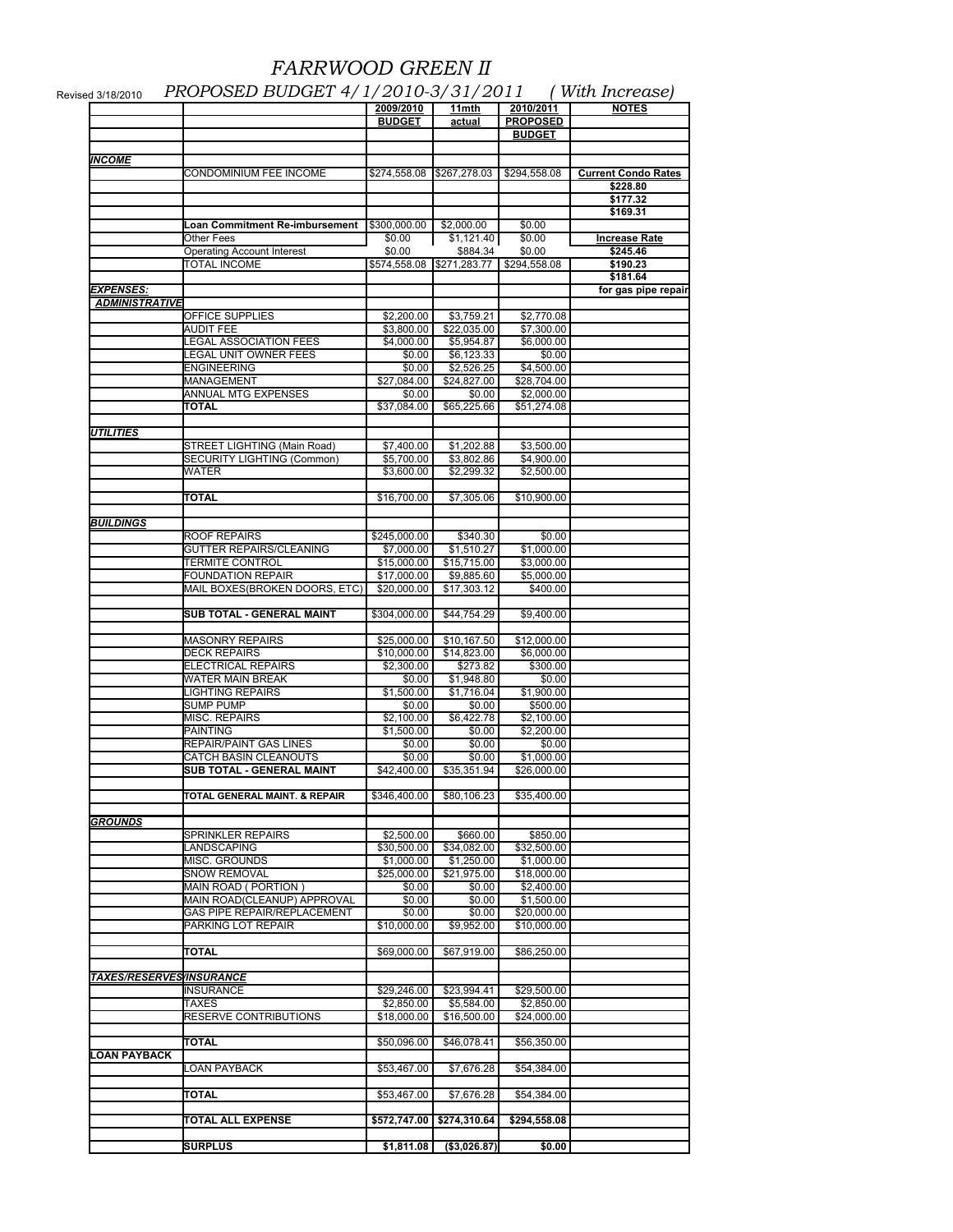# FARRWOOD GREEN II

Revised 3/18/2010

## PROPOSED BUDGET 4/1/2010-3/31/2011 ( With Increase)

| | | 2009/2010 BUDGET | 11mth actual | 2010/2011 PROPOSED BUDGET | NOTES |
|---|---|---|---|---|---|
| ***INCOME*** | | | | | |
| | CONDOMINIUM FEE INCOME | $274,558.08 | $267,278.03 | $294,558.08 | **Current Condo Rates** |
| | | | | | **$228.80** |
| | | | | | **$177.32** |
| | | | | | **$169.31** |
| | **Loan Commitment Re-imbursement** | $300,000.00 | $2,000.00 | $0.00 | |
| | Other Fees | $0.00 | $1,121.40 | $0.00 | **Increase Rate** |
| | Operating Account Interest | $0.00 | $884.34 | $0.00 | **$245.46** |
| | TOTAL INCOME | $574,558.08 | $271,283.77 | $294,558.08 | **$190.23** |
| | | | | | **$181.64** |
| ***EXPENSES:*** | | | | | **for gas pipe repair** |
| ***ADMINISTRATIVE*** | | | | | |
| | OFFICE SUPPLIES | $2,200.00 | $3,759.21 | $2,770.08 | |
| | AUDIT FEE | $3,800.00 | $22,035.00 | $7,300.00 | |
| | LEGAL ASSOCIATION FEES | $4,000.00 | $5,954.87 | $6,000.00 | |
| | LEGAL UNIT OWNER FEES | $0.00 | $6,123.33 | $0.00 | |
| | ENGINEERING | $0.00 | $2,526.25 | $4,500.00 | |
| | MANAGEMENT | $27,084.00 | $24,827.00 | $28,704.00 | |
| | ANNUAL MTG EXPENSES | $0.00 | $0.00 | $2,000.00 | |
| | **TOTAL** | $37,084.00 | $65,225.66 | $51,274.08 | |
| ***UTILITIES*** | | | | | |
| | STREET LIGHTING (Main Road) | $7,400.00 | $1,202.88 | $3,500.00 | |
| | SECURITY LIGHTING (Common) | $5,700.00 | $3,802.86 | $4,900.00 | |
| | WATER | $3,600.00 | $2,299.32 | $2,500.00 | |
| | **TOTAL** | $16,700.00 | $7,305.06 | $10,900.00 | |
| ***BUILDINGS*** | | | | | |
| | ROOF REPAIRS | $245,000.00 | $340.30 | $0.00 | |
| | GUTTER REPAIRS/CLEANING | $7,000.00 | $1,510.27 | $1,000.00 | |
| | TERMITE CONTROL | $15,000.00 | $15,715.00 | $3,000.00 | |
| | FOUNDATION REPAIR | $17,000.00 | $9,885.60 | $5,000.00 | |
| | MAIL BOXES(BROKEN DOORS, ETC) | $20,000.00 | $17,303.12 | $400.00 | |
| | **SUB TOTAL - GENERAL MAINT** | $304,000.00 | $44,754.29 | $9,400.00 | |
| | MASONRY REPAIRS | $25,000.00 | $10,167.50 | $12,000.00 | |
| | DECK REPAIRS | $10,000.00 | $14,823.00 | $6,000.00 | |
| | ELECTRICAL REPAIRS | $2,300.00 | $273.82 | $300.00 | |
| | WATER MAIN BREAK | $0.00 | $1,948.80 | $0.00 | |
| | LIGHTING REPAIRS | $1,500.00 | $1,716.04 | $1,900.00 | |
| | SUMP PUMP | $0.00 | $0.00 | $500.00 | |
| | MISC. REPAIRS | $2,100.00 | $6,422.78 | $2,100.00 | |
| | PAINTING | $1,500.00 | $0.00 | $2,200.00 | |
| | REPAIR/PAINT GAS LINES | $0.00 | $0.00 | $0.00 | |
| | CATCH BASIN CLEANOUTS | $0.00 | $0.00 | $1,000.00 | |
| | **SUB TOTAL - GENERAL MAINT** | $42,400.00 | $35,351.94 | $26,000.00 | |
| | **TOTAL GENERAL MAINT. & REPAIR** | $346,400.00 | $80,106.23 | $35,400.00 | |
| ***GROUNDS*** | | | | | |
| | SPRINKLER REPAIRS | $2,500.00 | $660.00 | $850.00 | |
| | LANDSCAPING | $30,500.00 | $34,082.00 | $32,500.00 | |
| | MISC. GROUNDS | $1,000.00 | $1,250.00 | $1,000.00 | |
| | SNOW REMOVAL | $25,000.00 | $21,975.00 | $18,000.00 | |
| | MAIN ROAD ( PORTION ) | $0.00 | $0.00 | $2,400.00 | |
| | MAIN ROAD(CLEANUP) APPROVAL | $0.00 | $0.00 | $1,500.00 | |
| | GAS PIPE REPAIR/REPLACEMENT | $0.00 | $0.00 | $20,000.00 | |
| | PARKING LOT REPAIR | $10,000.00 | $9,952.00 | $10,000.00 | |
| | **TOTAL** | $69,000.00 | $67,919.00 | $86,250.00 | |
| ***TAXES/RESERVES/INSURANCE*** | | | | | |
| | INSURANCE | $29,246.00 | $23,994.41 | $29,500.00 | |
| | TAXES | $2,850.00 | $5,584.00 | $2,850.00 | |
| | RESERVE CONTRIBUTIONS | $18,000.00 | $16,500.00 | $24,000.00 | |
| | **TOTAL** | $50,096.00 | $46,078.41 | $56,350.00 | |
| **LOAN PAYBACK** | | | | | |
| | LOAN PAYBACK | $53,467.00 | $7,676.28 | $54,384.00 | |
| | **TOTAL** | $53,467.00 | $7,676.28 | $54,384.00 | |
| | **TOTAL ALL EXPENSE** | **$572,747.00** | **$274,310.64** | **$294,558.08** | |
| | **SURPLUS** | **$1,811.08** | **($3,026.87)** | **$0.00** | |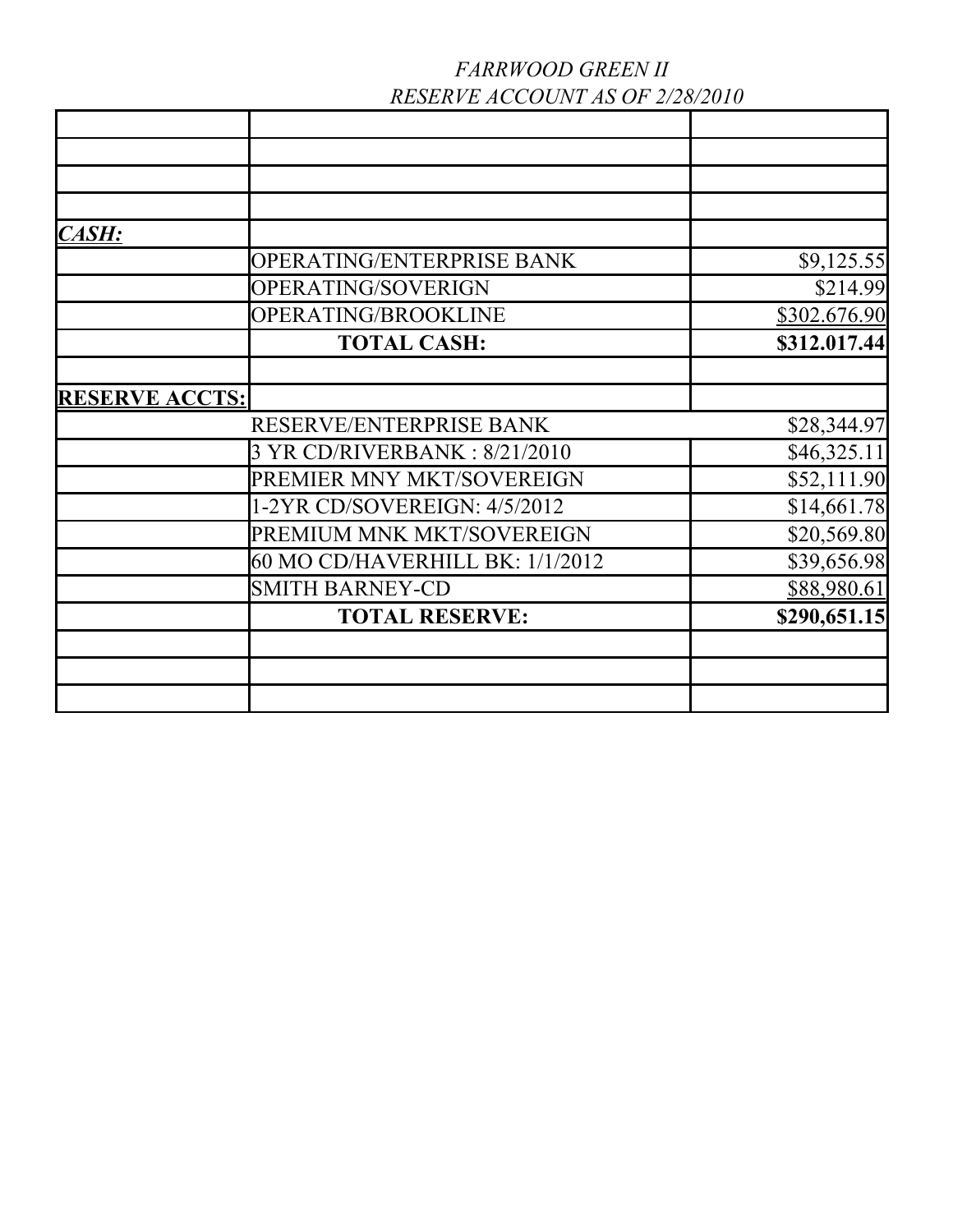*FARRWOOD GREEN II*
*RESERVE ACCOUNT AS OF 2/28/2010*

| | | |
|---|---|---|
| | | |
| | | |
| | | |
| | | |
| ***CASH:*** | | |
| | OPERATING/ENTERPRISE BANK | $9,125.55 |
| | OPERATING/SOVERIGN | $214.99 |
| | OPERATING/BROOKLINE | $302.676.90 |
| | **TOTAL CASH:** | **$312.017.44** |
| | | |
| **RESERVE ACCTS:** | | |
| | RESERVE/ENTERPRISE BANK | $28,344.97 |
| | 3 YR CD/RIVERBANK : 8/21/2010 | $46,325.11 |
| | PREMIER MNY MKT/SOVEREIGN | $52,111.90 |
| | 1-2YR CD/SOVEREIGN: 4/5/2012 | $14,661.78 |
| | PREMIUM MNK MKT/SOVEREIGN | $20,569.80 |
| | 60 MO CD/HAVERHILL BK: 1/1/2012 | $39,656.98 |
| | SMITH BARNEY-CD | $88,980.61 |
| | **TOTAL RESERVE:** | **$290,651.15** |
| | | |
| | | |
| | | |